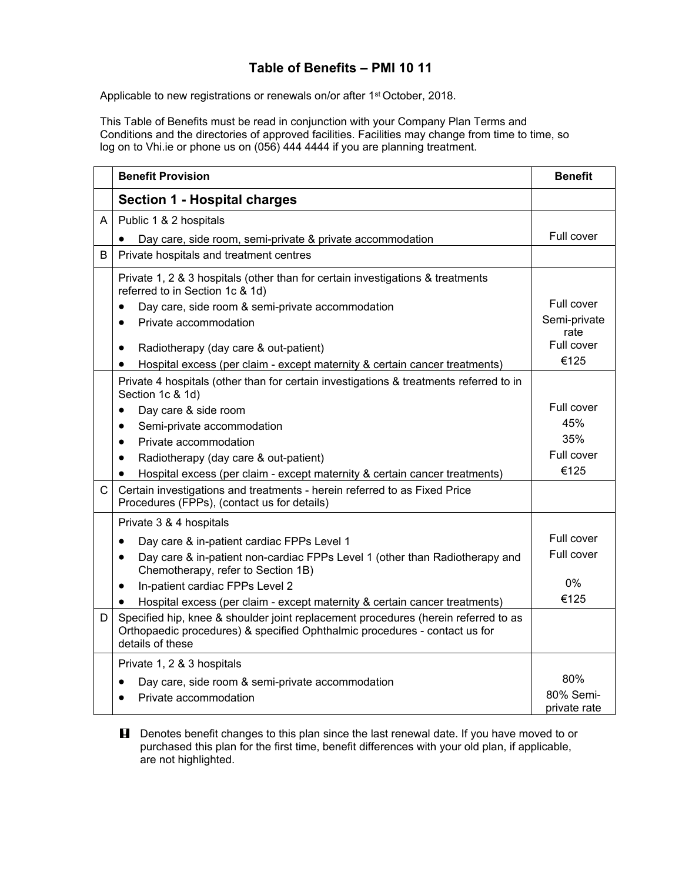# Table of Benefits – PMI 10 11

Applicable to new registrations or renewals on/or after 1st October, 2018.

This Table of Benefits must be read in conjunction with your Company Plan Terms and Conditions and the directories of approved facilities. Facilities may change from time to time, so log on to Vhi.ie or phone us on (056) 444 4444 if you are planning treatment.

| | Benefit Provision | Benefit |
|---|---|---|
| | **Section 1 - Hospital charges** | |
| A | Public 1 & 2 hospitals | |
| | • Day care, side room, semi-private & private accommodation | Full cover |
| B | Private hospitals and treatment centres | |
| | Private 1, 2 & 3 hospitals (other than for certain investigations & treatments referred to in Section 1c & 1d) | |
| | • Day care, side room & semi-private accommodation | Full cover |
| | • Private accommodation | Semi-private rate |
| | • Radiotherapy (day care & out-patient) | Full cover |
| | • Hospital excess (per claim - except maternity & certain cancer treatments) | €125 |
| | Private 4 hospitals (other than for certain investigations & treatments referred to in Section 1c & 1d) | |
| | • Day care & side room | Full cover |
| | • Semi-private accommodation | 45% |
| | • Private accommodation | 35% |
| | • Radiotherapy (day care & out-patient) | Full cover |
| | • Hospital excess (per claim - except maternity & certain cancer treatments) | €125 |
| C | Certain investigations and treatments - herein referred to as Fixed Price Procedures (FPPs), (contact us for details) | |
| | Private 3 & 4 hospitals | |
| | • Day care & in-patient cardiac FPPs Level 1 | Full cover |
| | • Day care & in-patient non-cardiac FPPs Level 1 (other than Radiotherapy and Chemotherapy, refer to Section 1B) | Full cover |
| | • In-patient cardiac FPPs Level 2 | 0% |
| | • Hospital excess (per claim - except maternity & certain cancer treatments) | €125 |
| D | Specified hip, knee & shoulder joint replacement procedures (herein referred to as Orthopaedic procedures) & specified Ophthalmic procedures - contact us for details of these | |
| | Private 1, 2 & 3 hospitals | |
| | • Day care, side room & semi-private accommodation | 80% |
| | • Private accommodation | 80% Semi-private rate |

**!** Denotes benefit changes to this plan since the last renewal date. If you have moved to or purchased this plan for the first time, benefit differences with your old plan, if applicable, are not highlighted.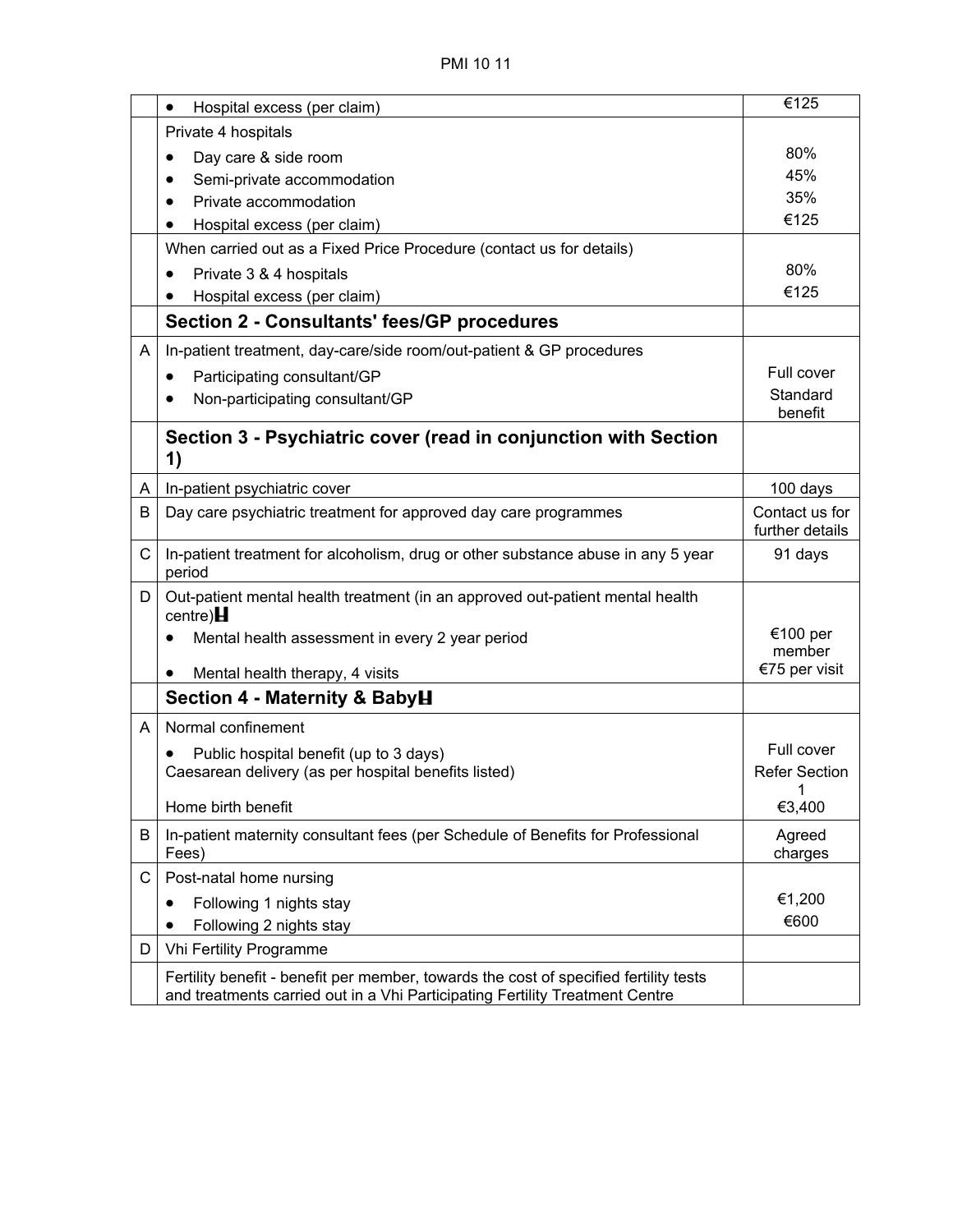| | | |
|---|---|---|
| | • Hospital excess (per claim) | €125 |
| | Private 4 hospitals<br>• Day care & side room<br>• Semi-private accommodation<br>• Private accommodation<br>• Hospital excess (per claim) | <br>80%<br>45%<br>35%<br>€125 |
| | When carried out as a Fixed Price Procedure (contact us for details)<br>• Private 3 & 4 hospitals<br>• Hospital excess (per claim) | <br>80%<br>€125 |
| | **Section 2 - Consultants' fees/GP procedures** | |
| A | In-patient treatment, day-care/side room/out-patient & GP procedures<br>• Participating consultant/GP<br>• Non-participating consultant/GP | <br>Full cover<br>Standard benefit |
| | **Section 3 - Psychiatric cover (read in conjunction with Section 1)** | |
| A | In-patient psychiatric cover | 100 days |
| B | Day care psychiatric treatment for approved day care programmes | Contact us for further details |
| C | In-patient treatment for alcoholism, drug or other substance abuse in any 5 year period | 91 days |
| D | Out-patient mental health treatment (in an approved out-patient mental health centre)<br>• Mental health assessment in every 2 year period<br>• Mental health therapy, 4 visits | <br>€100 per member<br>€75 per visit |
| | **Section 4 - Maternity & Baby** | |
| A | Normal confinement<br>• Public hospital benefit (up to 3 days)<br>Caesarean delivery (as per hospital benefits listed)<br>Home birth benefit | <br>Full cover<br>Refer Section 1<br>€3,400 |
| B | In-patient maternity consultant fees (per Schedule of Benefits for Professional Fees) | Agreed charges |
| C | Post-natal home nursing<br>• Following 1 nights stay<br>• Following 2 nights stay | <br>€1,200<br>€600 |
| D | Vhi Fertility Programme | |
| | Fertility benefit - benefit per member, towards the cost of specified fertility tests and treatments carried out in a Vhi Participating Fertility Treatment Centre | |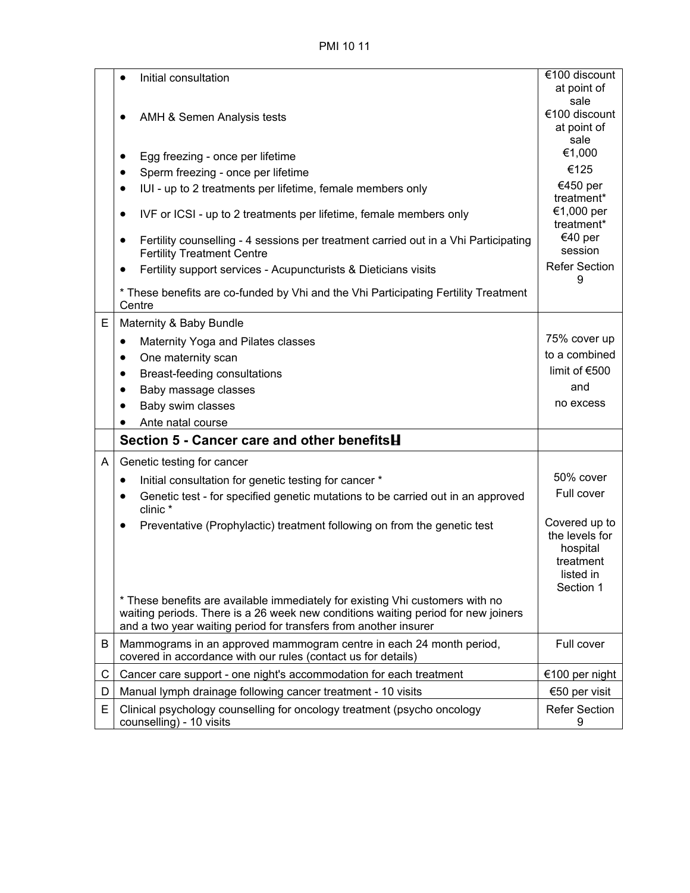| | | |
|---|---|---|
| | • Initial consultation | €100 discount at point of sale |
| | • AMH & Semen Analysis tests | €100 discount at point of sale |
| | • Egg freezing - once per lifetime | €1,000 |
| | • Sperm freezing - once per lifetime | €125 |
| | • IUI - up to 2 treatments per lifetime, female members only | €450 per treatment* |
| | • IVF or ICSI - up to 2 treatments per lifetime, female members only | €1,000 per treatment* |
| | • Fertility counselling - 4 sessions per treatment carried out in a Vhi Participating Fertility Treatment Centre | €40 per session |
| | • Fertility support services - Acupuncturists & Dieticians visits | Refer Section 9 |
| | * These benefits are co-funded by Vhi and the Vhi Participating Fertility Treatment Centre | |
| E | Maternity & Baby Bundle<br>• Maternity Yoga and Pilates classes<br>• One maternity scan<br>• Breast-feeding consultations<br>• Baby massage classes<br>• Baby swim classes<br>• Ante natal course | 75% cover up to a combined limit of €500 and no excess |
| | **Section 5 - Cancer care and other benefits** | |
| A | Genetic testing for cancer | |
| | • Initial consultation for genetic testing for cancer * | 50% cover |
| | • Genetic test - for specified genetic mutations to be carried out in an approved clinic * | Full cover |
| | • Preventative (Prophylactic) treatment following on from the genetic test | Covered up to the levels for hospital treatment listed in Section 1 |
| | * These benefits are available immediately for existing Vhi customers with no waiting periods. There is a 26 week new conditions waiting period for new joiners and a two year waiting period for transfers from another insurer | |
| B | Mammograms in an approved mammogram centre in each 24 month period, covered in accordance with our rules (contact us for details) | Full cover |
| C | Cancer care support - one night's accommodation for each treatment | €100 per night |
| D | Manual lymph drainage following cancer treatment - 10 visits | €50 per visit |
| E | Clinical psychology counselling for oncology treatment (psycho oncology counselling) - 10 visits | Refer Section 9 |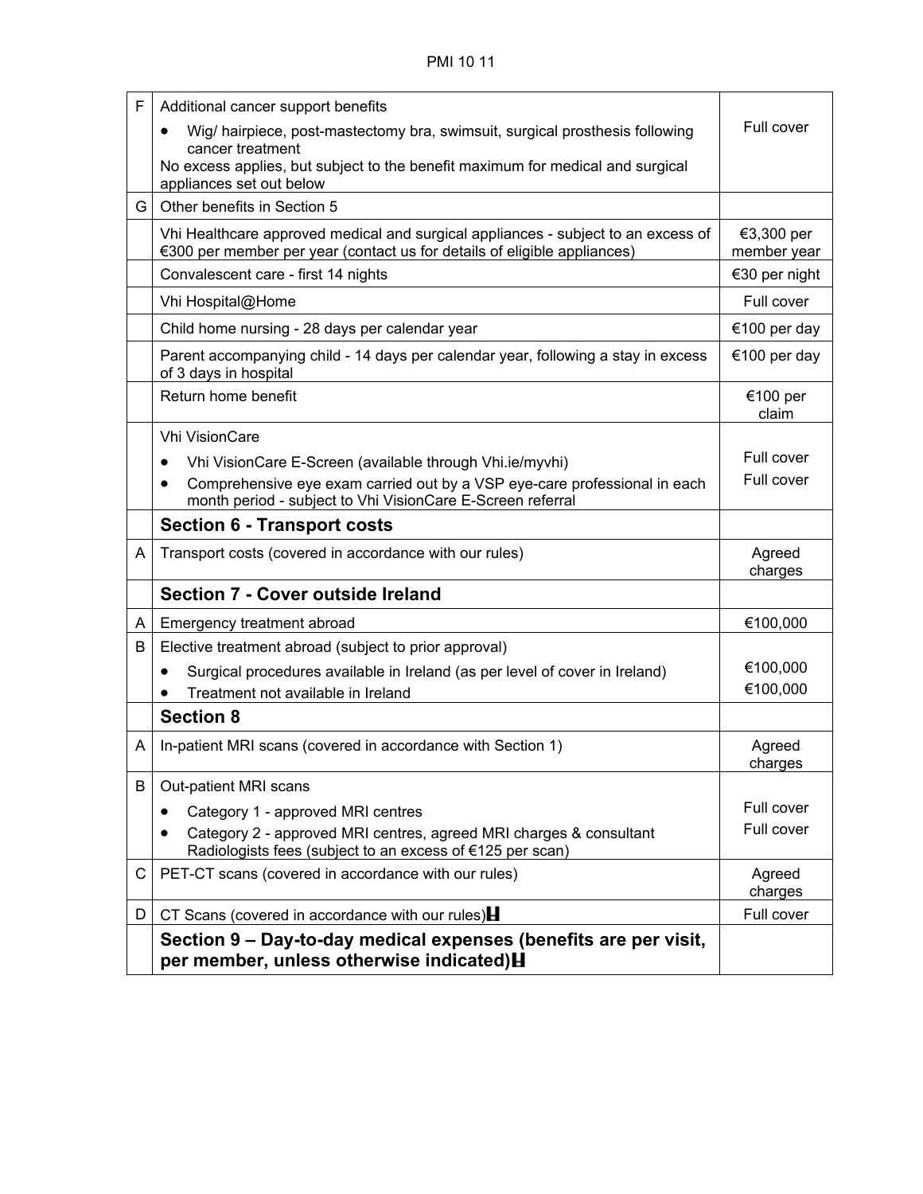| | | |
|---|---|---|
| F | Additional cancer support benefits<br>• Wig/ hairpiece, post-mastectomy bra, swimsuit, surgical prosthesis following cancer treatment<br>No excess applies, but subject to the benefit maximum for medical and surgical appliances set out below | Full cover |
| G | Other benefits in Section 5 | |
| | Vhi Healthcare approved medical and surgical appliances - subject to an excess of €300 per member per year (contact us for details of eligible appliances) | €3,300 per member year |
| | Convalescent care - first 14 nights | €30 per night |
| | Vhi Hospital@Home | Full cover |
| | Child home nursing - 28 days per calendar year | €100 per day |
| | Parent accompanying child - 14 days per calendar year, following a stay in excess of 3 days in hospital | €100 per day |
| | Return home benefit | €100 per claim |
| | Vhi VisionCare<br>• Vhi VisionCare E-Screen (available through Vhi.ie/myvhi)<br>• Comprehensive eye exam carried out by a VSP eye-care professional in each month period - subject to Vhi VisionCare E-Screen referral | <br>Full cover<br>Full cover |
| | **Section 6 - Transport costs** | |
| A | Transport costs (covered in accordance with our rules) | Agreed charges |
| | **Section 7 - Cover outside Ireland** | |
| A | Emergency treatment abroad | €100,000 |
| B | Elective treatment abroad (subject to prior approval)<br>• Surgical procedures available in Ireland (as per level of cover in Ireland)<br>• Treatment not available in Ireland | <br>€100,000<br>€100,000 |
| | **Section 8** | |
| A | In-patient MRI scans (covered in accordance with Section 1) | Agreed charges |
| B | Out-patient MRI scans<br>• Category 1 - approved MRI centres<br>• Category 2 - approved MRI centres, agreed MRI charges & consultant Radiologists fees (subject to an excess of €125 per scan) | <br>Full cover<br>Full cover |
| C | PET-CT scans (covered in accordance with our rules) | Agreed charges |
| D | CT Scans (covered in accordance with our rules) | Full cover |
| | **Section 9 – Day-to-day medical expenses (benefits are per visit, per member, unless otherwise indicated)** | |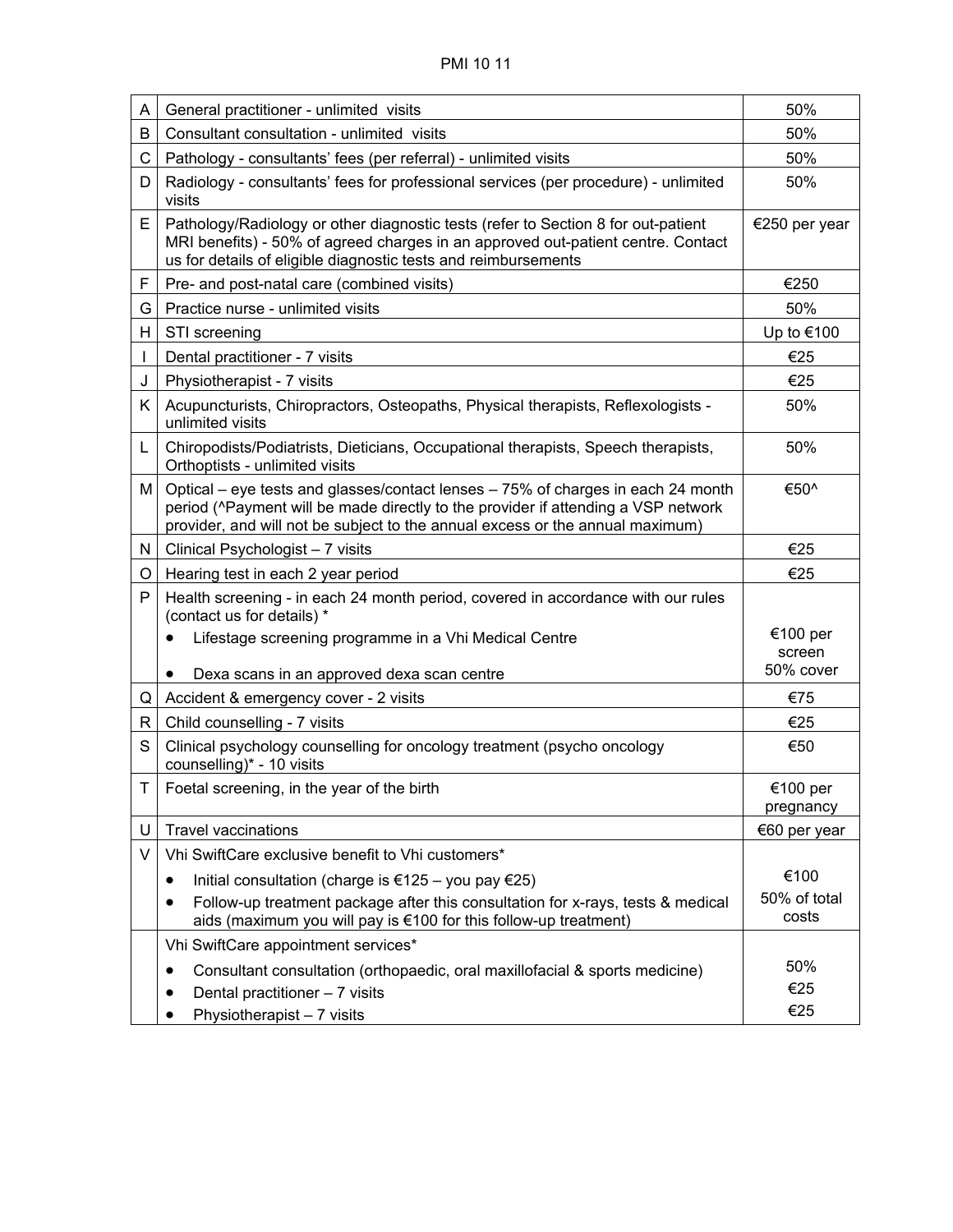| | | |
|---|---|---|
| A | General practitioner - unlimited visits | 50% |
| B | Consultant consultation - unlimited visits | 50% |
| C | Pathology - consultants' fees (per referral) - unlimited visits | 50% |
| D | Radiology - consultants' fees for professional services (per procedure) - unlimited visits | 50% |
| E | Pathology/Radiology or other diagnostic tests (refer to Section 8 for out-patient MRI benefits) - 50% of agreed charges in an approved out-patient centre. Contact us for details of eligible diagnostic tests and reimbursements | €250 per year |
| F | Pre- and post-natal care (combined visits) | €250 |
| G | Practice nurse - unlimited visits | 50% |
| H | STI screening | Up to €100 |
| I | Dental practitioner - 7 visits | €25 |
| J | Physiotherapist - 7 visits | €25 |
| K | Acupuncturists, Chiropractors, Osteopaths, Physical therapists, Reflexologists - unlimited visits | 50% |
| L | Chiropodists/Podiatrists, Dieticians, Occupational therapists, Speech therapists, Orthoptists - unlimited visits | 50% |
| M | Optical – eye tests and glasses/contact lenses – 75% of charges in each 24 month period (^Payment will be made directly to the provider if attending a VSP network provider, and will not be subject to the annual excess or the annual maximum) | €50^ |
| N | Clinical Psychologist – 7 visits | €25 |
| O | Hearing test in each 2 year period | €25 |
| P | Health screening - in each 24 month period, covered in accordance with our rules (contact us for details) * <br> • Lifestage screening programme in a Vhi Medical Centre <br> • Dexa scans in an approved dexa scan centre | <br> €100 per screen <br> 50% cover |
| Q | Accident & emergency cover - 2 visits | €75 |
| R | Child counselling - 7 visits | €25 |
| S | Clinical psychology counselling for oncology treatment (psycho oncology counselling)* - 10 visits | €50 |
| T | Foetal screening, in the year of the birth | €100 per pregnancy |
| U | Travel vaccinations | €60 per year |
| V | Vhi SwiftCare exclusive benefit to Vhi customers* <br> • Initial consultation (charge is €125 – you pay €25) <br> • Follow-up treatment package after this consultation for x-rays, tests & medical aids (maximum you will pay is €100 for this follow-up treatment) | <br> €100 <br> 50% of total costs |
| | Vhi SwiftCare appointment services* <br> • Consultant consultation (orthopaedic, oral maxillofacial & sports medicine) <br> • Dental practitioner – 7 visits <br> • Physiotherapist – 7 visits | <br> 50% <br> €25 <br> €25 |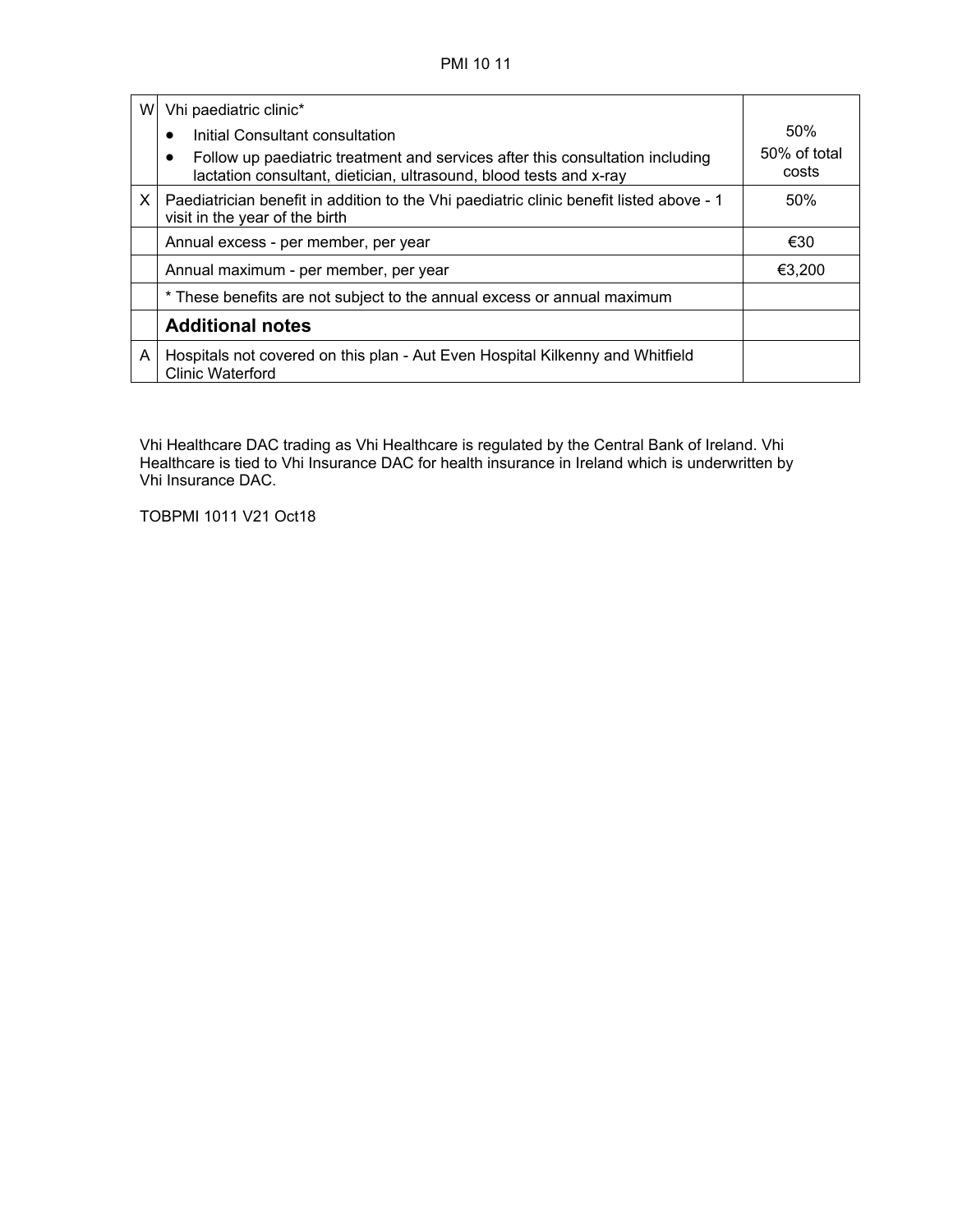| | | |
|---|---|---|
| W | Vhi paediatric clinic*<br>• Initial Consultant consultation<br>• Follow up paediatric treatment and services after this consultation including lactation consultant, dietician, ultrasound, blood tests and x-ray | 50%<br>50% of total costs |
| X | Paediatrician benefit in addition to the Vhi paediatric clinic benefit listed above - 1 visit in the year of the birth | 50% |
| | Annual excess - per member, per year | €30 |
| | Annual maximum - per member, per year | €3,200 |
| | * These benefits are not subject to the annual excess or annual maximum | |
| | **Additional notes** | |
| A | Hospitals not covered on this plan - Aut Even Hospital Kilkenny and Whitfield Clinic Waterford | |

Vhi Healthcare DAC trading as Vhi Healthcare is regulated by the Central Bank of Ireland. Vhi Healthcare is tied to Vhi Insurance DAC for health insurance in Ireland which is underwritten by Vhi Insurance DAC.

TOBPMI 1011 V21 Oct18